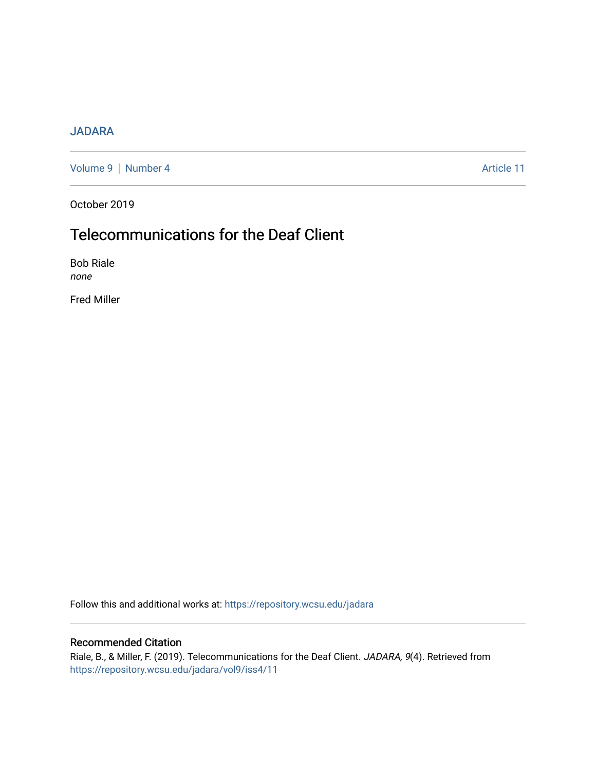JADARA

Volume 9 | Number 4 Article 11

October 2019

# Telecommunications for the Deaf Client

Bob Riale
*none*

Fred Miller

Follow this and additional works at: https://repository.wcsu.edu/jadara

## Recommended Citation

Riale, B., & Miller, F. (2019). Telecommunications for the Deaf Client. *JADARA, 9*(4). Retrieved from https://repository.wcsu.edu/jadara/vol9/iss4/11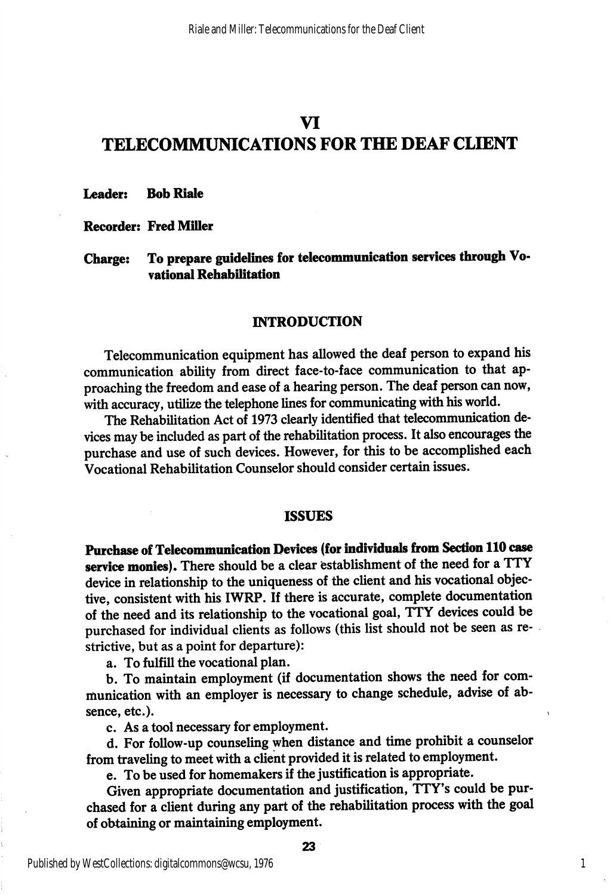# VI
# TELECOMMUNICATIONS FOR THE DEAF CLIENT

**Leader: Bob Riale**

**Recorder: Fred Miller**

**Charge: To prepare guidelines for telecommunication services through Vocational Rehabilitation**

## INTRODUCTION

Telecommunication equipment has allowed the deaf person to expand his communication ability from direct face-to-face communication to that approaching the freedom and ease of a hearing person. The deaf person can now, with accuracy, utilize the telephone lines for communicating with his world.

The Rehabilitation Act of 1973 clearly identified that telecommunication devices may be included as part of the rehabilitation process. It also encourages the purchase and use of such devices. However, for this to be accomplished each Vocational Rehabilitation Counselor should consider certain issues.

## ISSUES

**Purchase of Telecommunication Devices (for individuals from Section 110 case service monies).** There should be a clear establishment of the need for a TTY device in relationship to the uniqueness of the client and his vocational objective, consistent with his IWRP. If there is accurate, complete documentation of the need and its relationship to the vocational goal, TTY devices could be purchased for individual clients as follows (this list should not be seen as restrictive, but as a point for departure):

a. To fulfill the vocational plan.

b. To maintain employment (if documentation shows the need for communication with an employer is necessary to change schedule, advise of absence, etc.).

c. As a tool necessary for employment.

d. For follow-up counseling when distance and time prohibit a counselor from traveling to meet with a client provided it is related to employment.

e. To be used for homemakers if the justification is appropriate.

Given appropriate documentation and justification, TTY's could be purchased for a client during any part of the rehabilitation process with the goal of obtaining or maintaining employment.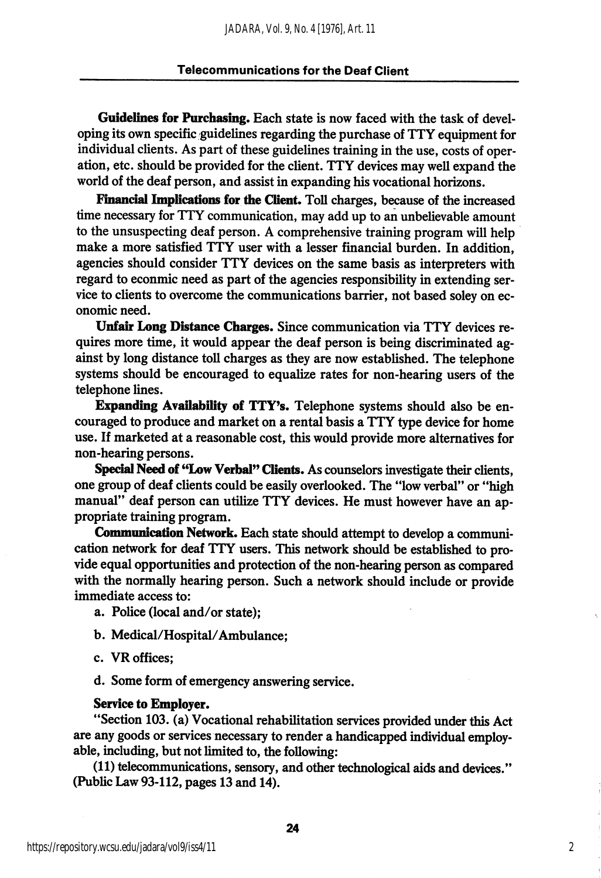**Guidelines for Purchasing.** Each state is now faced with the task of developing its own specific guidelines regarding the purchase of TTY equipment for individual clients. As part of these guidelines training in the use, costs of operation, etc. should be provided for the client. TTY devices may well expand the world of the deaf person, and assist in expanding his vocational horizons.

**Financial Implications for the Client.** Toll charges, because of the increased time necessary for TTY communication, may add up to an unbelievable amount to the unsuspecting deaf person. A comprehensive training program will help make a more satisfied TTY user with a lesser financial burden. In addition, agencies should consider TTY devices on the same basis as interpreters with regard to econmic need as part of the agencies responsibility in extending service to clients to overcome the communications barrier, not based soley on economic need.

**Unfair Long Distance Charges.** Since communication via TTY devices requires more time, it would appear the deaf person is being discriminated against by long distance toll charges as they are now established. The telephone systems should be encouraged to equalize rates for non-hearing users of the telephone lines.

**Expanding Availability of TTY's.** Telephone systems should also be encouraged to produce and market on a rental basis a TTY type device for home use. If marketed at a reasonable cost, this would provide more alternatives for non-hearing persons.

**Special Need of "Low Verbal" Clients.** As counselors investigate their clients, one group of deaf clients could be easily overlooked. The "low verbal" or "high manual" deaf person can utilize TTY devices. He must however have an appropriate training program.

**Communication Network.** Each state should attempt to develop a communication network for deaf TTY users. This network should be established to provide equal opportunities and protection of the non-hearing person as compared with the normally hearing person. Such a network should include or provide immediate access to:

a. Police (local and/or state);

b. Medical/Hospital/Ambulance;

c. VR offices;

d. Some form of emergency answering service.

**Service to Employer.**

"Section 103. (a) Vocational rehabilitation services provided under this Act are any goods or services necessary to render a handicapped individual employable, including, but not limited to, the following:

(11) telecommunications, sensory, and other technological aids and devices." (Public Law 93-112, pages 13 and 14).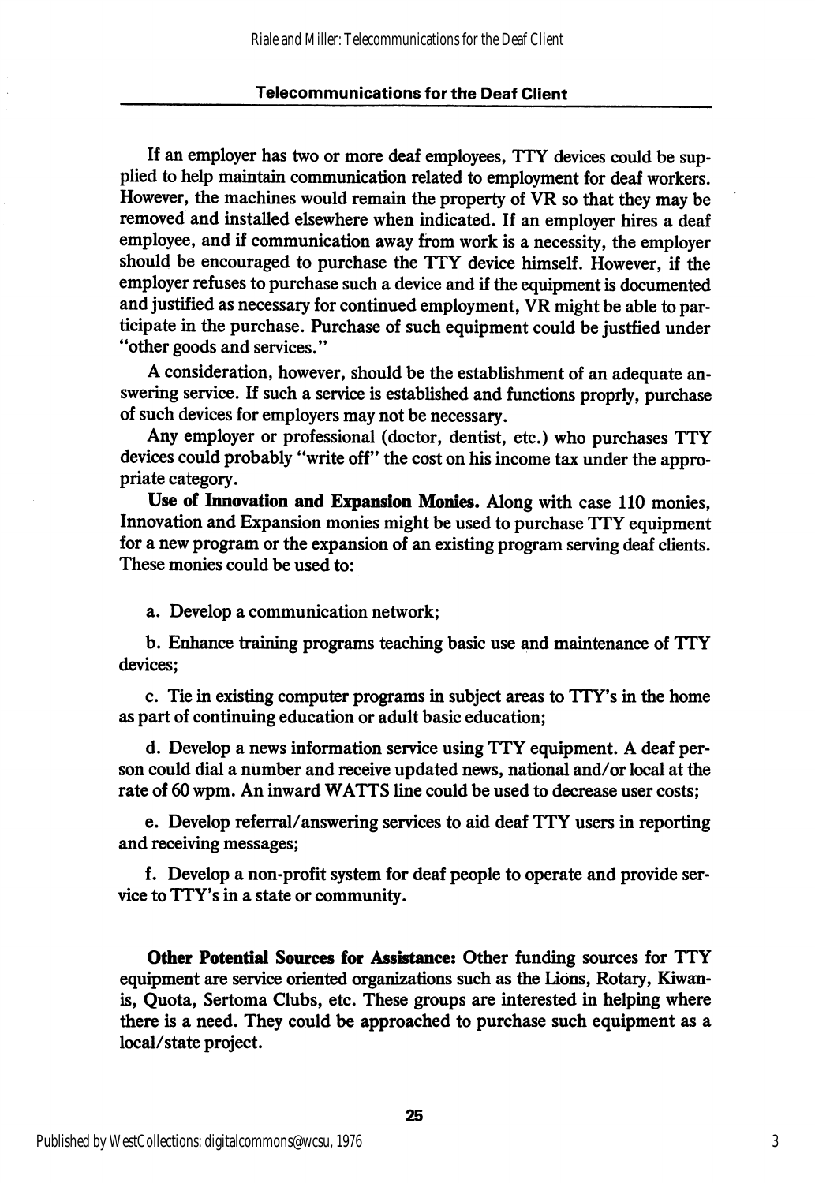If an employer has two or more deaf employees, TTY devices could be supplied to help maintain communication related to employment for deaf workers. However, the machines would remain the property of VR so that they may be removed and installed elsewhere when indicated. If an employer hires a deaf employee, and if communication away from work is a necessity, the employer should be encouraged to purchase the TTY device himself. However, if the employer refuses to purchase such a device and if the equipment is documented and justified as necessary for continued employment, VR might be able to participate in the purchase. Purchase of such equipment could be justfied under "other goods and services."

A consideration, however, should be the establishment of an adequate answering service. If such a service is established and functions proprly, purchase of such devices for employers may not be necessary.

Any employer or professional (doctor, dentist, etc.) who purchases TTY devices could probably "write off" the cost on his income tax under the appropriate category.

**Use of Innovation and Expansion Monies.** Along with case 110 monies, Innovation and Expansion monies might be used to purchase TTY equipment for a new program or the expansion of an existing program serving deaf clients. These monies could be used to:

a. Develop a communication network;

b. Enhance training programs teaching basic use and maintenance of TTY devices;

c. Tie in existing computer programs in subject areas to TTY's in the home as part of continuing education or adult basic education;

d. Develop a news information service using TTY equipment. A deaf person could dial a number and receive updated news, national and/or local at the rate of 60 wpm. An inward WATTS line could be used to decrease user costs;

e. Develop referral/answering services to aid deaf TTY users in reporting and receiving messages;

f. Develop a non-profit system for deaf people to operate and provide service to TTY's in a state or community.

**Other Potential Sources for Assistance:** Other funding sources for TTY equipment are service oriented organizations such as the Lions, Rotary, Kiwanis, Quota, Sertoma Clubs, etc. These groups are interested in helping where there is a need. They could be approached to purchase such equipment as a local/state project.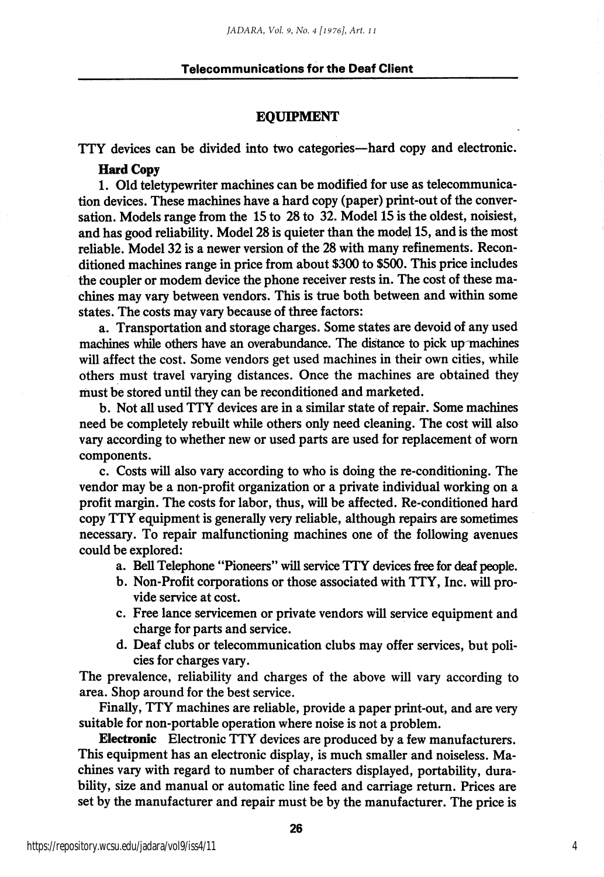## EQUIPMENT

TTY devices can be divided into two categories—hard copy and electronic.

**Hard Copy**

1. Old teletypewriter machines can be modified for use as telecommunication devices. These machines have a hard copy (paper) print-out of the conversation. Models range from the 15 to 28 to 32. Model 15 is the oldest, noisiest, and has good reliability. Model 28 is quieter than the model 15, and is the most reliable. Model 32 is a newer version of the 28 with many refinements. Reconditioned machines range in price from about $300 to $500. This price includes the coupler or modem device the phone receiver rests in. The cost of these machines may vary between vendors. This is true both between and within some states. The costs may vary because of three factors:

a. Transportation and storage charges. Some states are devoid of any used machines while others have an overabundance. The distance to pick up machines will affect the cost. Some vendors get used machines in their own cities, while others must travel varying distances. Once the machines are obtained they must be stored until they can be reconditioned and marketed.

b. Not all used TTY devices are in a similar state of repair. Some machines need be completely rebuilt while others only need cleaning. The cost will also vary according to whether new or used parts are used for replacement of worn components.

c. Costs will also vary according to who is doing the re-conditioning. The vendor may be a non-profit organization or a private individual working on a profit margin. The costs for labor, thus, will be affected. Re-conditioned hard copy TTY equipment is generally very reliable, although repairs are sometimes necessary. To repair malfunctioning machines one of the following avenues could be explored:

a. Bell Telephone "Pioneers" will service TTY devices free for deaf people.
b. Non-Profit corporations or those associated with TTY, Inc. will provide service at cost.
c. Free lance servicemen or private vendors will service equipment and charge for parts and service.
d. Deaf clubs or telecommunication clubs may offer services, but policies for charges vary.

The prevalence, reliability and charges of the above will vary according to area. Shop around for the best service.

Finally, TTY machines are reliable, provide a paper print-out, and are very suitable for non-portable operation where noise is not a problem.

**Electronic** Electronic TTY devices are produced by a few manufacturers. This equipment has an electronic display, is much smaller and noiseless. Machines vary with regard to number of characters displayed, portability, durability, size and manual or automatic line feed and carriage return. Prices are set by the manufacturer and repair must be by the manufacturer. The price is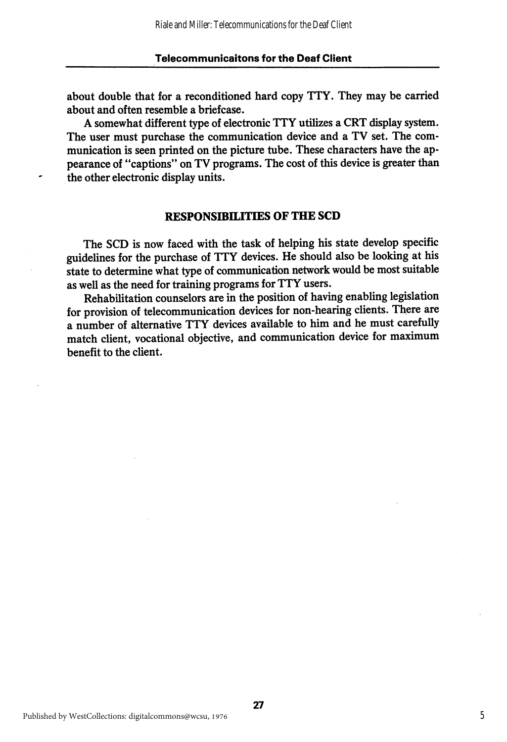about double that for a reconditioned hard copy TTY. They may be carried about and often resemble a briefcase.

A somewhat different type of electronic TTY utilizes a CRT display system. The user must purchase the communication device and a TV set. The communication is seen printed on the picture tube. These characters have the appearance of "captions" on TV programs. The cost of this device is greater than the other electronic display units.

## RESPONSIBILITIES OF THE SCD

The SCD is now faced with the task of helping his state develop specific guidelines for the purchase of TTY devices. He should also be looking at his state to determine what type of communication network would be most suitable as well as the need for training programs for TTY users.

Rehabilitation counselors are in the position of having enabling legislation for provision of telecommunication devices for non-hearing clients. There are a number of alternative TTY devices available to him and he must carefully match client, vocational objective, and communication device for maximum benefit to the client.